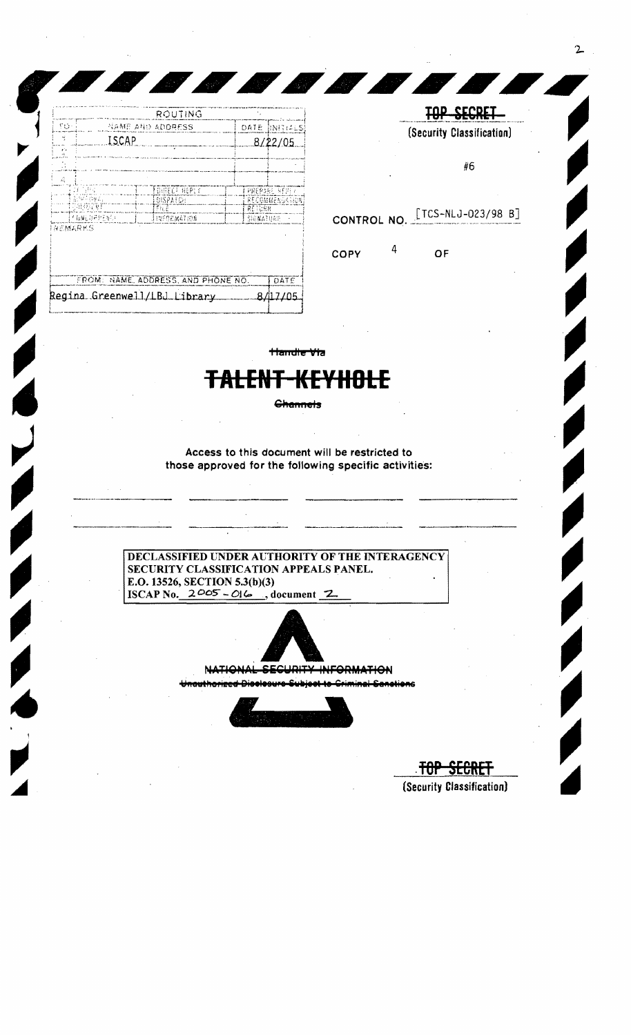| ROUTING | | | |
| --- | --- | --- | --- |
| TO | NAME AND ADDRESS | DATE | INITIALS |
| 1 | ISCAP | 8/22/05 | |
| 2 | | | |
| 3 | | | |
| 4 | | | |

| | | |
| --- | --- | --- |
| ACTION | DIRECT REPLY | PREPARE REPLY |
| APPROVAL | DISPATCH | RECOMMENDATION |
| COMMENT | FILE | RETURN |
| CONCURRENCE | INFORMATION | SIGNATURE |

REMARKS

| FROM: NAME, ADDRESS, AND PHONE NO. | DATE |
| --- | --- |
| Regina Greenwell/LBJ Library | 8/17/05 |

~~TOP SECRET~~

(Security Classification)

#6

CONTROL NO. [TCS-NLJ-023/98 B]

COPY 4 OF

~~Handle Via~~

# ~~TALENT-KEYHOLE~~

~~Channels~~

Access to this document will be restricted to those approved for the following specific activities:

**DECLASSIFIED UNDER AUTHORITY OF THE INTERAGENCY SECURITY CLASSIFICATION APPEALS PANEL.**
**E.O. 13526, SECTION 5.3(b)(3)**
**ISCAP No. 2005-016, document 2**

~~NATIONAL SECURITY INFORMATION~~

~~Unauthorized Disclosure Subject to Criminal Sanctions~~

~~TOP SECRET~~

(Security Classification)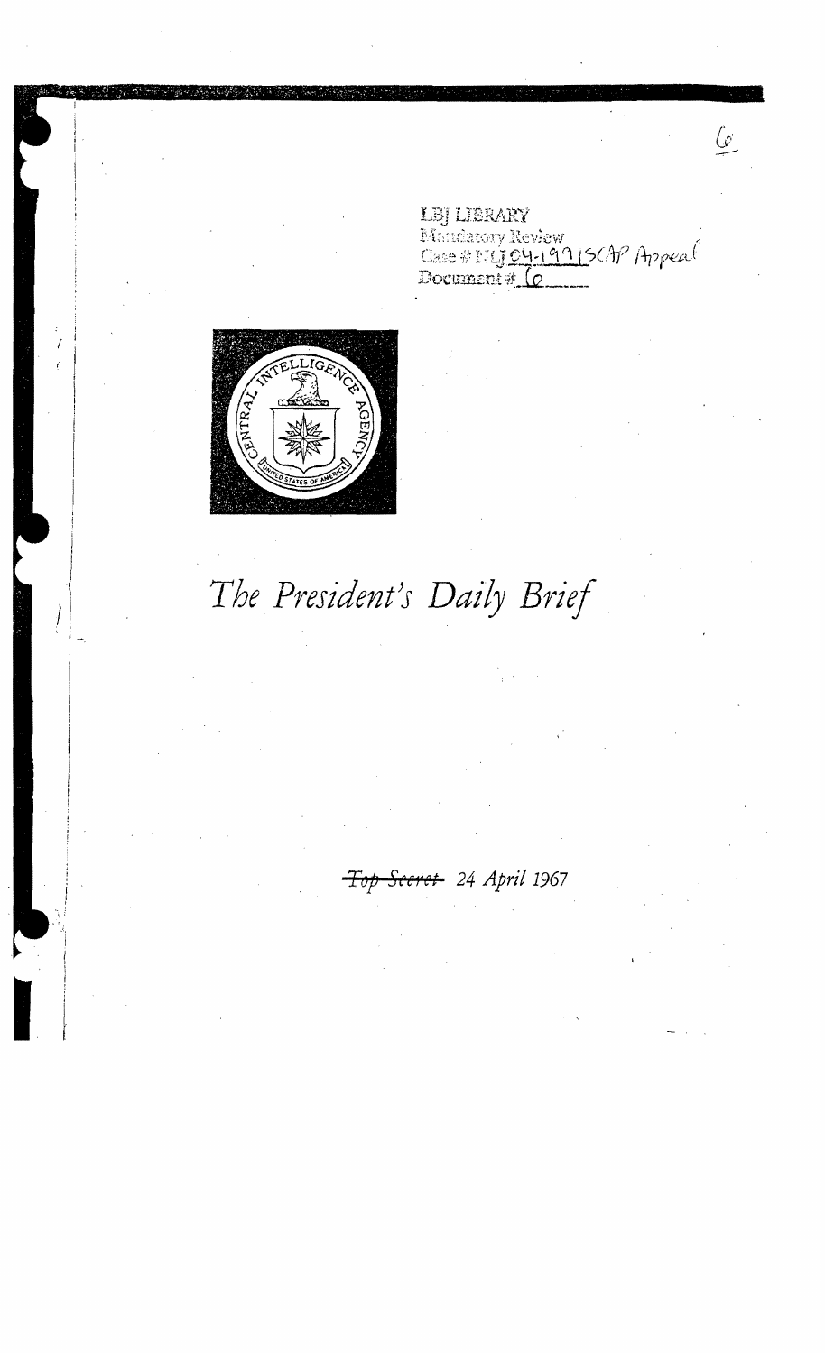6

LBJ LIBRARY
Mandatory Review
Case # NLJ 04-199 (SCAP Appeal
Document # 6

# The President's Daily Brief

~~Top Secret~~ 24 April 1967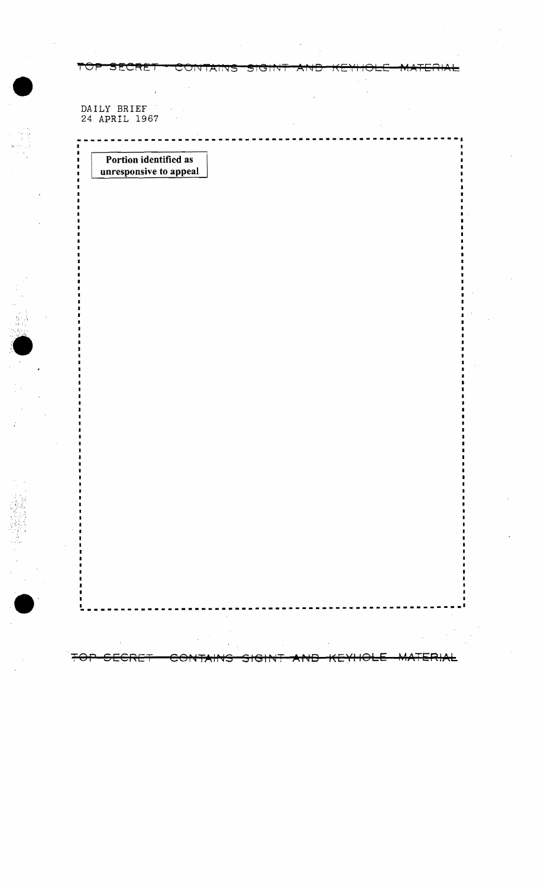DAILY BRIEF
24 APRIL 1967

Portion identified as unresponsive to appeal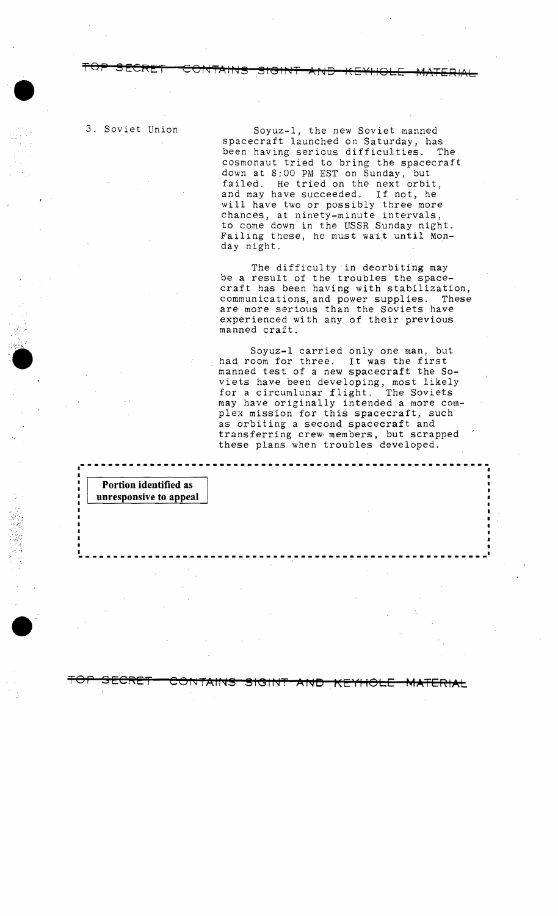3. Soviet Union

Soyuz-1, the new Soviet manned spacecraft launched on Saturday, has been having serious difficulties. The cosmonaut tried to bring the spacecraft down at 8:00 PM EST on Sunday, but failed. He tried on the next orbit, and may have succeeded. If not, he will have two or possibly three more chances, at ninety-minute intervals, to come down in the USSR Sunday night. Failing these, he must wait until Monday night.

The difficulty in deorbiting may be a result of the troubles the spacecraft has been having with stabilization, communications, and power supplies. These are more serious than the Soviets have experienced with any of their previous manned craft.

Soyuz-1 carried only one man, but had room for three. It was the first manned test of a new spacecraft the Soviets have been developing, most likely for a circumlunar flight. The Soviets may have originally intended a more complex mission for this spacecraft, such as orbiting a second spacecraft and transferring crew members, but scrapped these plans when troubles developed.

**Portion identified as unresponsive to appeal**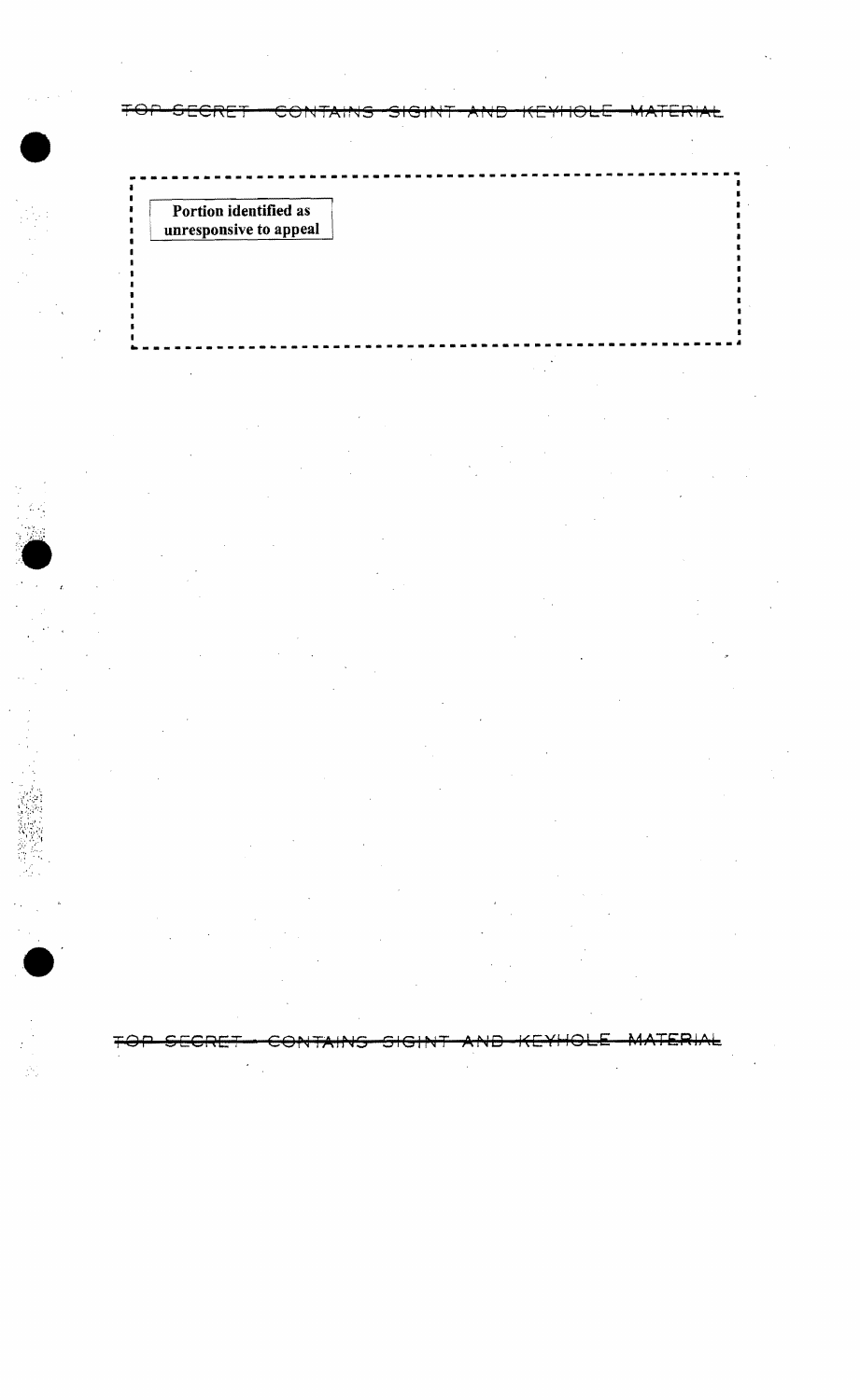Portion identified as unresponsive to appeal